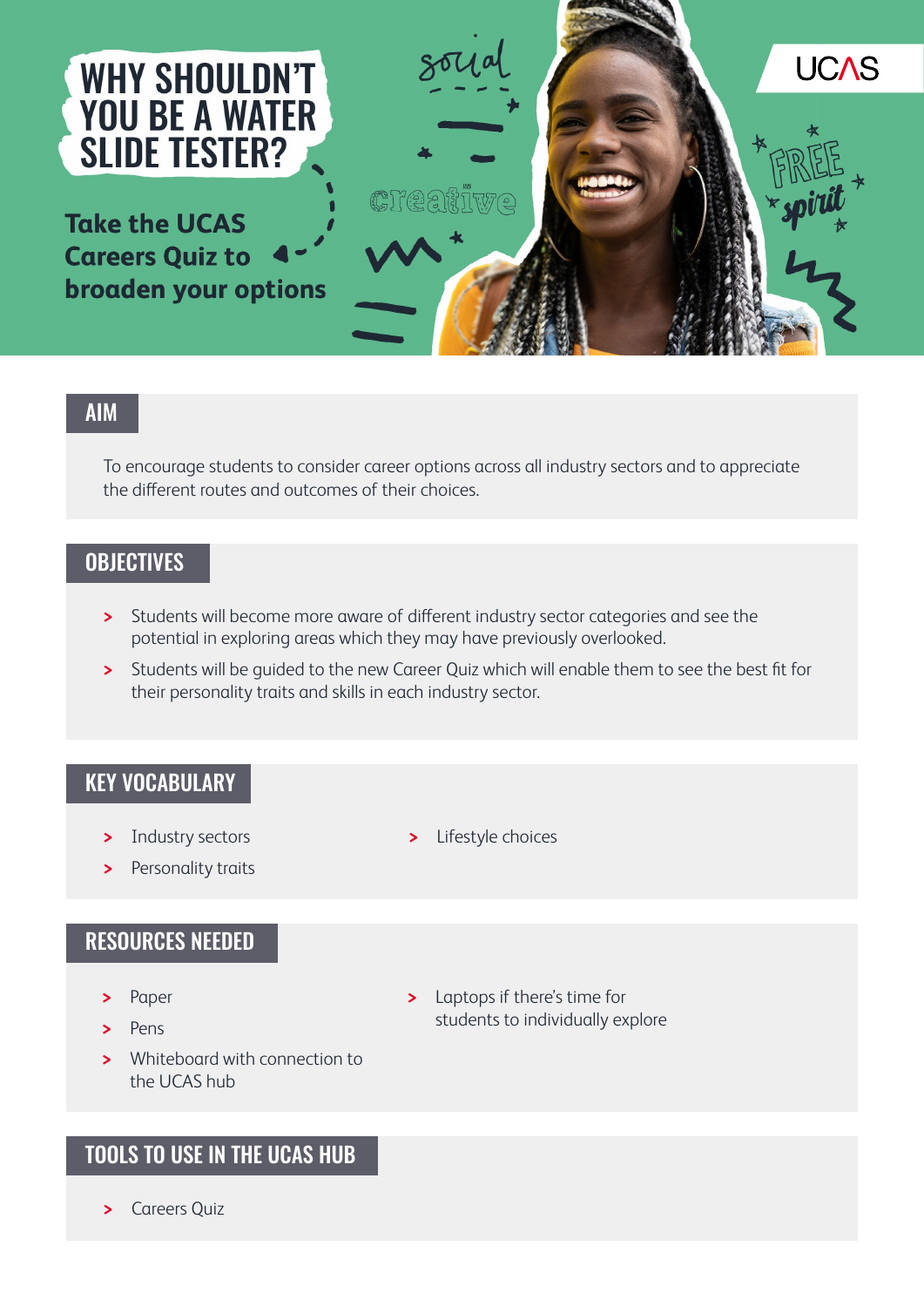# WHY SHOULDN'T YOU BE A WATER SLIDE TESTER?

**Take the UCAS Careers Quiz to broaden your options**

social

creative

FREE spirit

UCAS

## AIM

To encourage students to consider career options across all industry sectors and to appreciate the different routes and outcomes of their choices.

## OBJECTIVES

- Students will become more aware of different industry sector categories and see the potential in exploring areas which they may have previously overlooked.
- Students will be guided to the new Career Quiz which will enable them to see the best fit for their personality traits and skills in each industry sector.

## KEY VOCABULARY

- Industry sectors
- Personality traits
- Lifestyle choices

## RESOURCES NEEDED

- Paper
- Pens
- Whiteboard with connection to the UCAS hub
- Laptops if there's time for students to individually explore

## TOOLS TO USE IN THE UCAS HUB

- Careers Quiz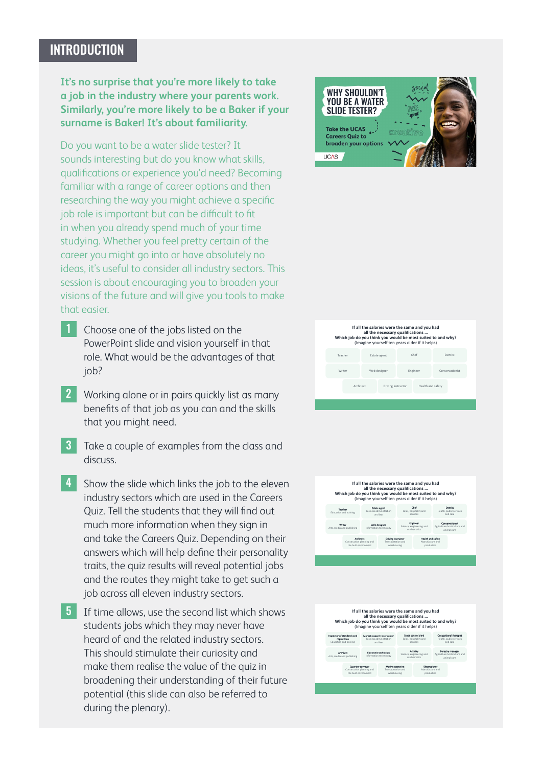# INTRODUCTION

**It's no surprise that you're more likely to take a job in the industry where your parents work. Similarly, you're more likely to be a Baker if your surname is Baker! It's about familiarity.**

Do you want to be a water slide tester? It sounds interesting but do you know what skills, qualifications or experience you'd need? Becoming familiar with a range of career options and then researching the way you might achieve a specific job role is important but can be difficult to fit in when you already spend much of your time studying. Whether you feel pretty certain of the career you might go into or have absolutely no ideas, it's useful to consider all industry sectors. This session is about encouraging you to broaden your visions of the future and will give you tools to make that easier.

1. Choose one of the jobs listed on the PowerPoint slide and vision yourself in that role. What would be the advantages of that job?

2. Working alone or in pairs quickly list as many benefits of that job as you can and the skills that you might need.

3. Take a couple of examples from the class and discuss.

4. Show the slide which links the job to the eleven industry sectors which are used in the Careers Quiz. Tell the students that they will find out much more information when they sign in and take the Careers Quiz. Depending on their answers which will help define their personality traits, the quiz results will reveal potential jobs and the routes they might take to get such a job across all eleven industry sectors.

5. If time allows, use the second list which shows students jobs which they may never have heard of and the related industry sectors. This should stimulate their curiosity and make them realise the value of the quiz in broadening their understanding of their future potential (this slide can also be referred to during the plenary).

WHY SHOULDN'T YOU BE A WATER SLIDE TESTER?

Take the UCAS Careers Quiz to broaden your options

If all the salaries were the same and you had all the necessary qualifications ...
Which job do you think you would be most suited to and why?
(Imagine yourself ten years older if it helps)

| Teacher | Estate agent | Chef | Dentist |
|---|---|---|---|
| Writer | Web designer | Engineer | Conservationist |
| Architect | Driving instructor | Health and safety | |

If all the salaries were the same and you had all the necessary qualifications ...
Which job do you think you would be most suited to and why?
(Imagine yourself ten years older if it helps)

| Teacher – Education and training | Estate agent – Business administration and law | Chef – Sales, hospitality and services | Dentist – Health, public services and care |
|---|---|---|---|
| Writer – Arts, media and publishing | Web designer – Information technology | Engineer – Science, engineering and mathematics | Conservationist – Agriculture horticulture and animal care |
| Architect – Construction planning and the built environment | Driving instructor – Transportation and warehousing | Health and safety – Manufacture and production | |

If all the salaries were the same and you had all the necessary qualifications ...
Which job do you think you would be most suited to and why?
(Imagine yourself ten years older if it helps)

| Inspector of standards and regulations – Education and training | Market research interviewer – Business administration and law | Stock control clerk – Sales, hospitality and services | Occupational therapist – Health, public services and care |
|---|---|---|---|
| Archivist – Arts, media and publishing | Electronic technician – Information technology | Actuary – Science, engineering and mathematics | Forestry manager – Agriculture horticulture and animal care |
| Quantity surveyor – Construction planning and the built environment | Marine operative – Transportation and warehousing | Electroplater – Manufacture and production | |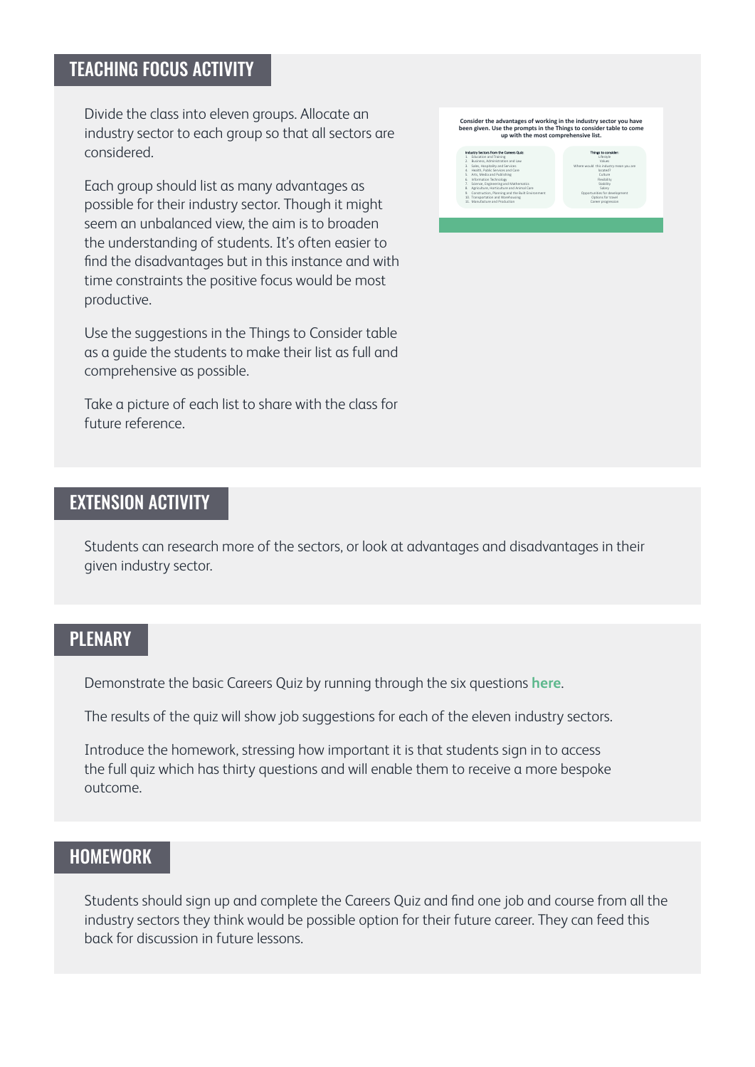## TEACHING FOCUS ACTIVITY

Divide the class into eleven groups. Allocate an industry sector to each group so that all sectors are considered.

Each group should list as many advantages as possible for their industry sector. Though it might seem an unbalanced view, the aim is to broaden the understanding of students. It's often easier to find the disadvantages but in this instance and with time constraints the positive focus would be most productive.

Use the suggestions in the Things to Consider table as a guide the students to make their list as full and comprehensive as possible.

Take a picture of each list to share with the class for future reference.

**Consider the advantages of working in the industry sector you have been given. Use the prompts in the Things to consider table to come up with the most comprehensive list.**

**Industry Sectors from the Careers Quiz:**

1. Education and Training
2. Business, Administration and Law
3. Sales, Hospitality and Services
4. Health, Public Services and Care
5. Arts, Media and Publishing
6. Information Technology
7. Science, Engineering and Mathematics
8. Agriculture, Horticulture and Animal Care
9. Construction, Planning and the Built Environment
10. Transportation and Warehousing
11. Manufacture and Production

**Things to consider:**

Lifestyle
Values
Where would this industry mean you are located?
Culture
Flexibility
Stability
Salary
Opportunities for development
Options for travel
Career progression

## EXTENSION ACTIVITY

Students can research more of the sectors, or look at advantages and disadvantages in their given industry sector.

## PLENARY

Demonstrate the basic Careers Quiz by running through the six questions **here**.

The results of the quiz will show job suggestions for each of the eleven industry sectors.

Introduce the homework, stressing how important it is that students sign in to access the full quiz which has thirty questions and will enable them to receive a more bespoke outcome.

## HOMEWORK

Students should sign up and complete the Careers Quiz and find one job and course from all the industry sectors they think would be possible option for their future career. They can feed this back for discussion in future lessons.